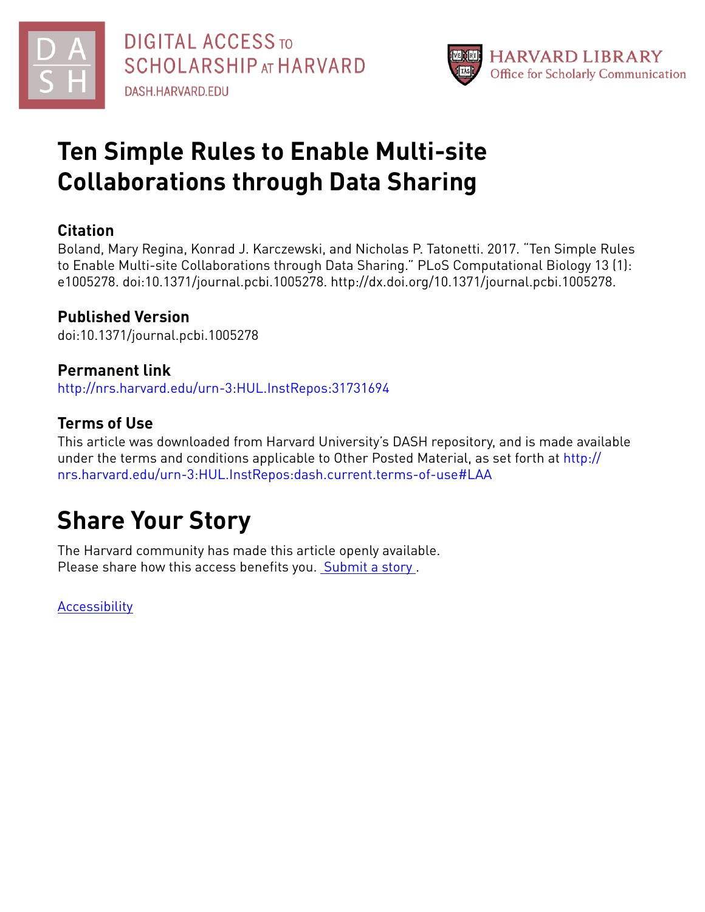DIGITAL ACCESS TO SCHOLARSHIP AT HARVARD
DASH.HARVARD.EDU

HARVARD LIBRARY
Office for Scholarly Communication

# Ten Simple Rules to Enable Multi-site Collaborations through Data Sharing

## Citation

Boland, Mary Regina, Konrad J. Karczewski, and Nicholas P. Tatonetti. 2017. "Ten Simple Rules to Enable Multi-site Collaborations through Data Sharing." PLoS Computational Biology 13 (1): e1005278. doi:10.1371/journal.pcbi.1005278. http://dx.doi.org/10.1371/journal.pcbi.1005278.

## Published Version

doi:10.1371/journal.pcbi.1005278

## Permanent link

http://nrs.harvard.edu/urn-3:HUL.InstRepos:31731694

## Terms of Use

This article was downloaded from Harvard University's DASH repository, and is made available under the terms and conditions applicable to Other Posted Material, as set forth at http://nrs.harvard.edu/urn-3:HUL.InstRepos:dash.current.terms-of-use#LAA

# Share Your Story

The Harvard community has made this article openly available.
Please share how this access benefits you. Submit a story .

Accessibility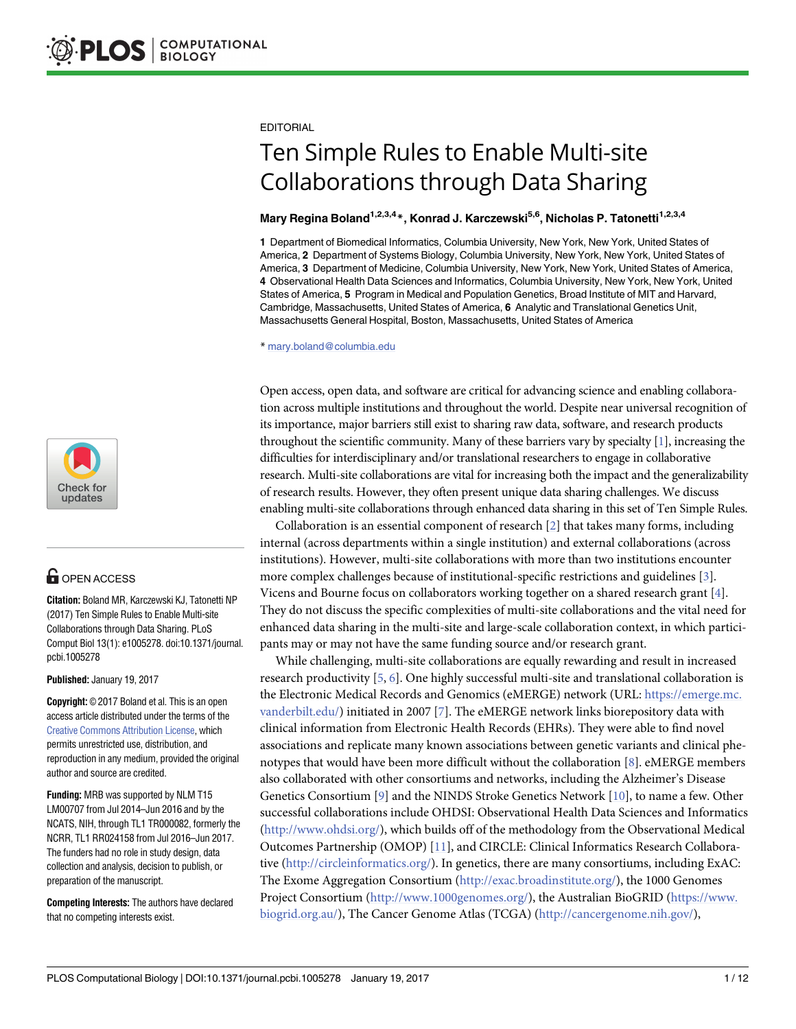EDITORIAL

# Ten Simple Rules to Enable Multi-site Collaborations through Data Sharing

**Mary Regina Boland[1,2,3,4]*, Konrad J. Karczewski[5,6], Nicholas P. Tatonetti[1,2,3,4]**

**1** Department of Biomedical Informatics, Columbia University, New York, New York, United States of America, **2** Department of Systems Biology, Columbia University, New York, New York, United States of America, **3** Department of Medicine, Columbia University, New York, New York, United States of America, **4** Observational Health Data Sciences and Informatics, Columbia University, New York, New York, United States of America, **5** Program in Medical and Population Genetics, Broad Institute of MIT and Harvard, Cambridge, Massachusetts, United States of America, **6** Analytic and Translational Genetics Unit, Massachusetts General Hospital, Boston, Massachusetts, United States of America

* mary.boland@columbia.edu

OPEN ACCESS

**Citation:** Boland MR, Karczewski KJ, Tatonetti NP (2017) Ten Simple Rules to Enable Multi-site Collaborations through Data Sharing. PLoS Comput Biol 13(1): e1005278. doi:10.1371/journal.pcbi.1005278

**Published:** January 19, 2017

**Copyright:** © 2017 Boland et al. This is an open access article distributed under the terms of the Creative Commons Attribution License, which permits unrestricted use, distribution, and reproduction in any medium, provided the original author and source are credited.

**Funding:** MRB was supported by NLM T15 LM00707 from Jul 2014–Jun 2016 and by the NCATS, NIH, through TL1 TR000082, formerly the NCRR, TL1 RR024158 from Jul 2016–Jun 2017. The funders had no role in study design, data collection and analysis, decision to publish, or preparation of the manuscript.

**Competing Interests:** The authors have declared that no competing interests exist.

Open access, open data, and software are critical for advancing science and enabling collaboration across multiple institutions and throughout the world. Despite near universal recognition of its importance, major barriers still exist to sharing raw data, software, and research products throughout the scientific community. Many of these barriers vary by specialty [1], increasing the difficulties for interdisciplinary and/or translational researchers to engage in collaborative research. Multi-site collaborations are vital for increasing both the impact and the generalizability of research results. However, they often present unique data sharing challenges. We discuss enabling multi-site collaborations through enhanced data sharing in this set of Ten Simple Rules.

Collaboration is an essential component of research [2] that takes many forms, including internal (across departments within a single institution) and external collaborations (across institutions). However, multi-site collaborations with more than two institutions encounter more complex challenges because of institutional-specific restrictions and guidelines [3]. Vicens and Bourne focus on collaborators working together on a shared research grant [4]. They do not discuss the specific complexities of multi-site collaborations and the vital need for enhanced data sharing in the multi-site and large-scale collaboration context, in which participants may or may not have the same funding source and/or research grant.

While challenging, multi-site collaborations are equally rewarding and result in increased research productivity [5, 6]. One highly successful multi-site and translational collaboration is the Electronic Medical Records and Genomics (eMERGE) network (URL: https://emerge.mc.vanderbilt.edu/) initiated in 2007 [7]. The eMERGE network links biorepository data with clinical information from Electronic Health Records (EHRs). They were able to find novel associations and replicate many known associations between genetic variants and clinical phenotypes that would have been more difficult without the collaboration [8]. eMERGE members also collaborated with other consortiums and networks, including the Alzheimer's Disease Genetics Consortium [9] and the NINDS Stroke Genetics Network [10], to name a few. Other successful collaborations include OHDSI: Observational Health Data Sciences and Informatics (http://www.ohdsi.org/), which builds off of the methodology from the Observational Medical Outcomes Partnership (OMOP) [11], and CIRCLE: Clinical Informatics Research Collaborative (http://circleinformatics.org/). In genetics, there are many consortiums, including ExAC: The Exome Aggregation Consortium (http://exac.broadinstitute.org/), the 1000 Genomes Project Consortium (http://www.1000genomes.org/), the Australian BioGRID (https://www.biogrid.org.au/), The Cancer Genome Atlas (TCGA) (http://cancergenome.nih.gov/),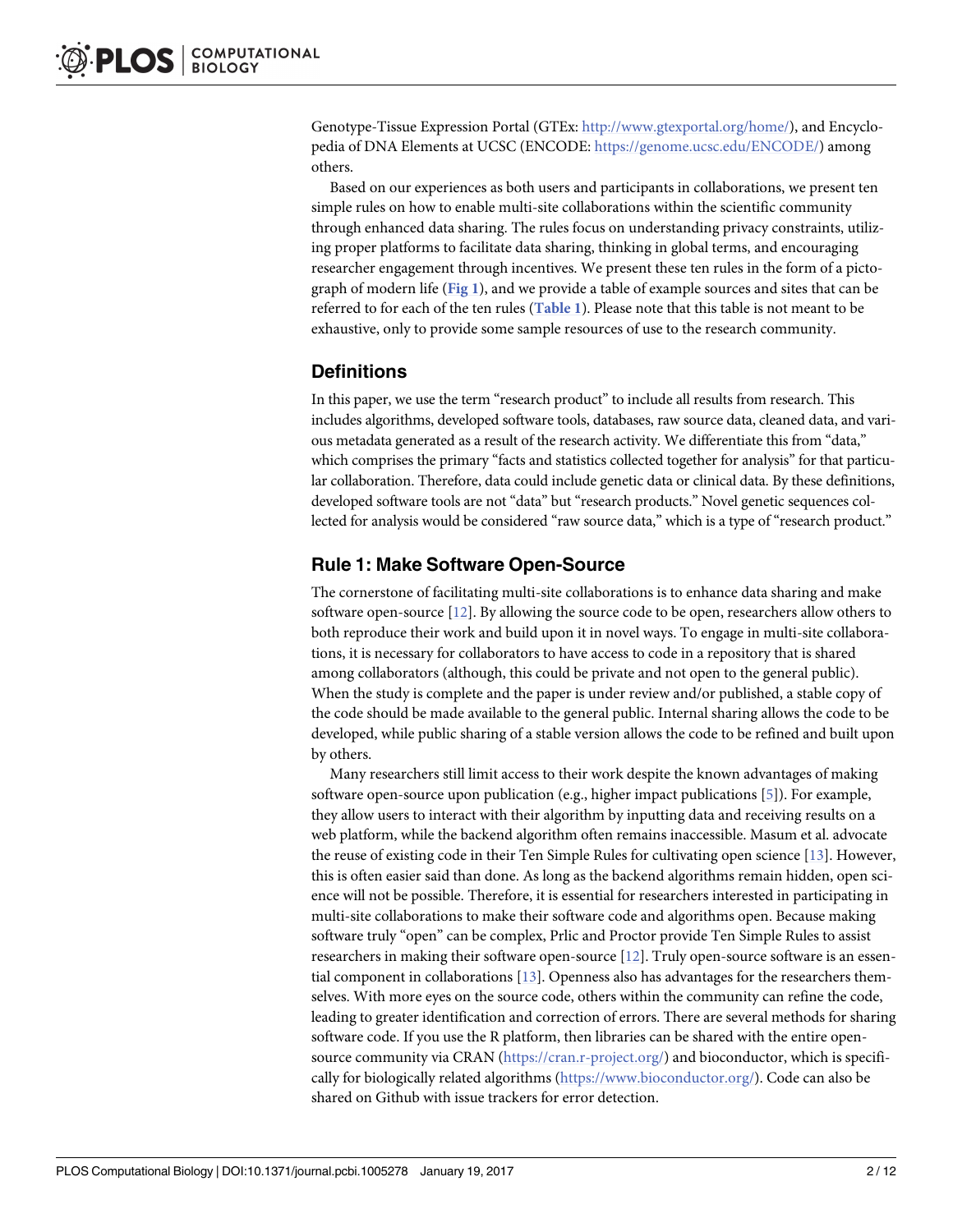Genotype-Tissue Expression Portal (GTEx: http://www.gtexportal.org/home/), and Encyclopedia of DNA Elements at UCSC (ENCODE: https://genome.ucsc.edu/ENCODE/) among others.

Based on our experiences as both users and participants in collaborations, we present ten simple rules on how to enable multi-site collaborations within the scientific community through enhanced data sharing. The rules focus on understanding privacy constraints, utilizing proper platforms to facilitate data sharing, thinking in global terms, and encouraging researcher engagement through incentives. We present these ten rules in the form of a pictograph of modern life (**Fig 1**), and we provide a table of example sources and sites that can be referred to for each of the ten rules (**Table 1**). Please note that this table is not meant to be exhaustive, only to provide some sample resources of use to the research community.

## Definitions

In this paper, we use the term "research product" to include all results from research. This includes algorithms, developed software tools, databases, raw source data, cleaned data, and various metadata generated as a result of the research activity. We differentiate this from "data," which comprises the primary "facts and statistics collected together for analysis" for that particular collaboration. Therefore, data could include genetic data or clinical data. By these definitions, developed software tools are not "data" but "research products." Novel genetic sequences collected for analysis would be considered "raw source data," which is a type of "research product."

## Rule 1: Make Software Open-Source

The cornerstone of facilitating multi-site collaborations is to enhance data sharing and make software open-source [12]. By allowing the source code to be open, researchers allow others to both reproduce their work and build upon it in novel ways. To engage in multi-site collaborations, it is necessary for collaborators to have access to code in a repository that is shared among collaborators (although, this could be private and not open to the general public). When the study is complete and the paper is under review and/or published, a stable copy of the code should be made available to the general public. Internal sharing allows the code to be developed, while public sharing of a stable version allows the code to be refined and built upon by others.

Many researchers still limit access to their work despite the known advantages of making software open-source upon publication (e.g., higher impact publications [5]). For example, they allow users to interact with their algorithm by inputting data and receiving results on a web platform, while the backend algorithm often remains inaccessible. Masum et al. advocate the reuse of existing code in their Ten Simple Rules for cultivating open science [13]. However, this is often easier said than done. As long as the backend algorithms remain hidden, open science will not be possible. Therefore, it is essential for researchers interested in participating in multi-site collaborations to make their software code and algorithms open. Because making software truly "open" can be complex, Prlic and Proctor provide Ten Simple Rules to assist researchers in making their software open-source [12]. Truly open-source software is an essential component in collaborations [13]. Openness also has advantages for the researchers themselves. With more eyes on the source code, others within the community can refine the code, leading to greater identification and correction of errors. There are several methods for sharing software code. If you use the R platform, then libraries can be shared with the entire open-source community via CRAN (https://cran.r-project.org/) and bioconductor, which is specifically for biologically related algorithms (https://www.bioconductor.org/). Code can also be shared on Github with issue trackers for error detection.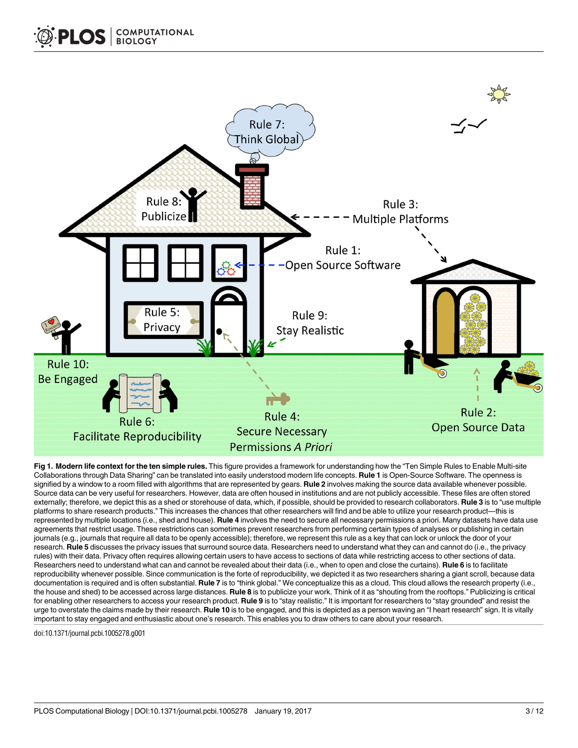**Fig 1. Modern life context for the ten simple rules.** This figure provides a framework for understanding how the "Ten Simple Rules to Enable Multi-site Collaborations through Data Sharing" can be translated into easily understood modern life concepts. **Rule 1** is Open-Source Software. The openness is signified by a window to a room filled with algorithms that are represented by gears. **Rule 2** involves making the source data available whenever possible. Source data can be very useful for researchers. However, data are often housed in institutions and are not publicly accessible. These files are often stored externally; therefore, we depict this as a shed or storehouse of data, which, if possible, should be provided to research collaborators. **Rule 3** is to "use multiple platforms to share research products." This increases the chances that other researchers will find and be able to utilize your research product—this is represented by multiple locations (i.e., shed and house). **Rule 4** involves the need to secure all necessary permissions a priori. Many datasets have data use agreements that restrict usage. These restrictions can sometimes prevent researchers from performing certain types of analyses or publishing in certain journals (e.g., journals that require all data to be openly accessible); therefore, we represent this rule as a key that can lock or unlock the door of your research. **Rule 5** discusses the privacy issues that surround source data. Researchers need to understand what they can and cannot do (i.e., the privacy rules) with their data. Privacy often requires allowing certain users to have access to sections of data while restricting access to other sections of data. Researchers need to understand what can and cannot be revealed about their data (i.e., when to open and close the curtains). **Rule 6** is to facilitate reproducibility whenever possible. Since communication is the forte of reproducibility, we depicted it as two researchers sharing a giant scroll, because data documentation is required and is often substantial. **Rule 7** is to "think global." We conceptualize this as a cloud. This cloud allows the research property (i.e., the house and shed) to be accessed across large distances. **Rule 8** is to publicize your work. Think of it as "shouting from the rooftops." Publicizing is critical for enabling other researchers to access your research product. **Rule 9** is to "stay realistic." It is important for researchers to "stay grounded" and resist the urge to overstate the claims made by their research. **Rule 10** is to be engaged, and this is depicted as a person waving an "I heart research" sign. It is vitally important to stay engaged and enthusiastic about one's research. This enables you to draw others to care about your research.

doi:10.1371/journal.pcbi.1005278.g001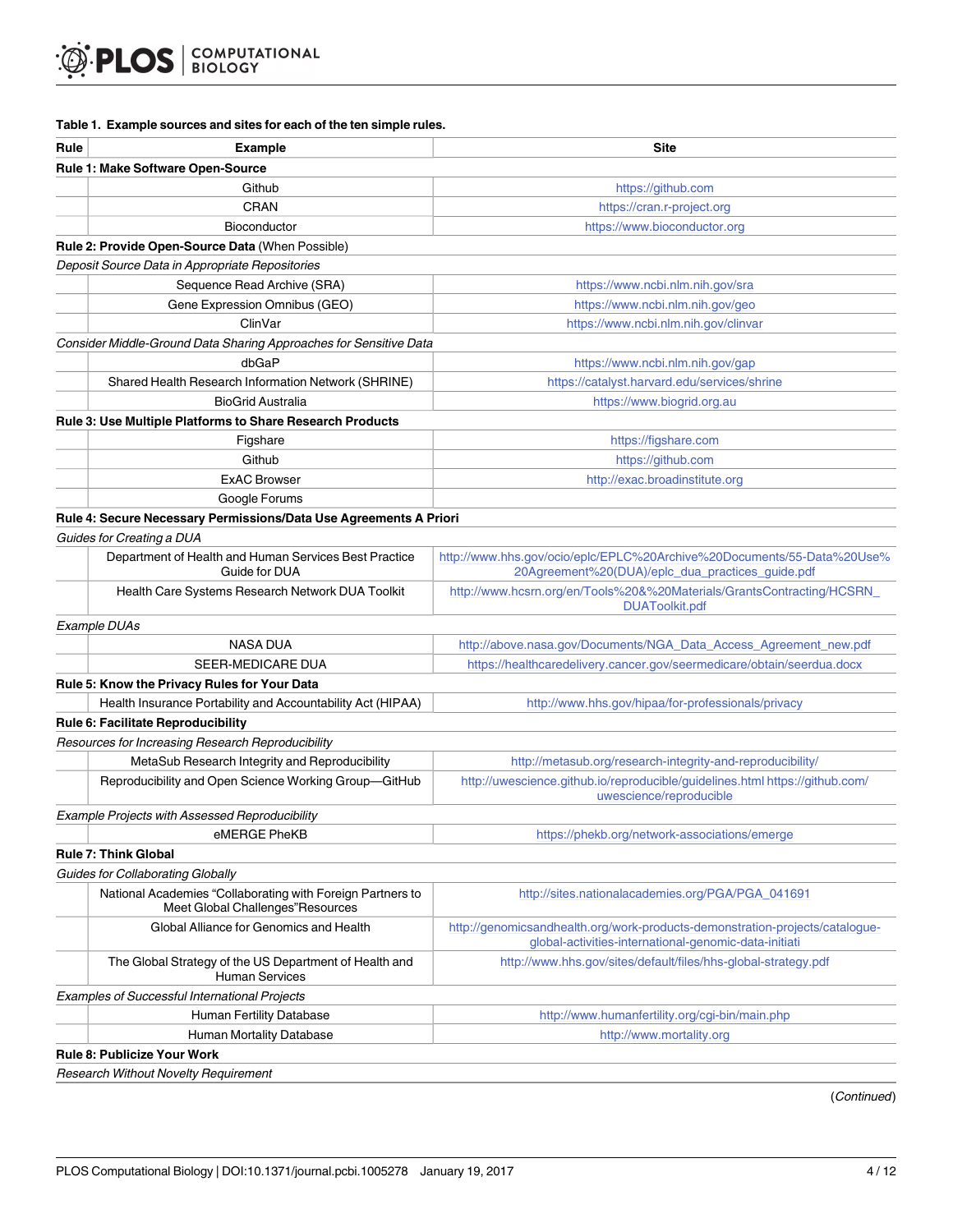**Table 1. Example sources and sites for each of the ten simple rules.**

| Rule | Example | Site |
|---|---|---|
| **Rule 1: Make Software Open-Source** | | |
| | Github | https://github.com |
| | CRAN | https://cran.r-project.org |
| | Bioconductor | https://www.bioconductor.org |
| **Rule 2: Provide Open-Source Data** (When Possible) | | |
| *Deposit Source Data in Appropriate Repositories* | | |
| | Sequence Read Archive (SRA) | https://www.ncbi.nlm.nih.gov/sra |
| | Gene Expression Omnibus (GEO) | https://www.ncbi.nlm.nih.gov/geo |
| | ClinVar | https://www.ncbi.nlm.nih.gov/clinvar |
| *Consider Middle-Ground Data Sharing Approaches for Sensitive Data* | | |
| | dbGaP | https://www.ncbi.nlm.nih.gov/gap |
| | Shared Health Research Information Network (SHRINE) | https://catalyst.harvard.edu/services/shrine |
| | BioGrid Australia | https://www.biogrid.org.au |
| **Rule 3: Use Multiple Platforms to Share Research Products** | | |
| | Figshare | https://figshare.com |
| | Github | https://github.com |
| | ExAC Browser | http://exac.broadinstitute.org |
| | Google Forums | |
| **Rule 4: Secure Necessary Permissions/Data Use Agreements A Priori** | | |
| *Guides for Creating a DUA* | | |
| | Department of Health and Human Services Best Practice Guide for DUA | http://www.hhs.gov/ocio/eplc/EPLC%20Archive%20Documents/55-Data%20Use%20Agreement%20(DUA)/eplc_dua_practices_guide.pdf |
| | Health Care Systems Research Network DUA Toolkit | http://www.hcsrn.org/en/Tools%20&%20Materials/GrantsContracting/HCSRN_DUAToolkit.pdf |
| *Example DUAs* | | |
| | NASA DUA | http://above.nasa.gov/Documents/NGA_Data_Access_Agreement_new.pdf |
| | SEER-MEDICARE DUA | https://healthcaredelivery.cancer.gov/seermedicare/obtain/seerdua.docx |
| **Rule 5: Know the Privacy Rules for Your Data** | | |
| | Health Insurance Portability and Accountability Act (HIPAA) | http://www.hhs.gov/hipaa/for-professionals/privacy |
| **Rule 6: Facilitate Reproducibility** | | |
| *Resources for Increasing Research Reproducibility* | | |
| | MetaSub Research Integrity and Reproducibility | http://metasub.org/research-integrity-and-reproducibility/ |
| | Reproducibility and Open Science Working Group—GitHub | http://uwescience.github.io/reproducible/guidelines.html https://github.com/uwescience/reproducible |
| *Example Projects with Assessed Reproducibility* | | |
| | eMERGE PheKB | https://phekb.org/network-associations/emerge |
| **Rule 7: Think Global** | | |
| *Guides for Collaborating Globally* | | |
| | National Academies "Collaborating with Foreign Partners to Meet Global Challenges"Resources | http://sites.nationalacademies.org/PGA/PGA_041691 |
| | Global Alliance for Genomics and Health | http://genomicsandhealth.org/work-products-demonstration-projects/catalogue-global-activities-international-genomic-data-initiati |
| | The Global Strategy of the US Department of Health and Human Services | http://www.hhs.gov/sites/default/files/hhs-global-strategy.pdf |
| *Examples of Successful International Projects* | | |
| | Human Fertility Database | http://www.humanfertility.org/cgi-bin/main.php |
| | Human Mortality Database | http://www.mortality.org |
| **Rule 8: Publicize Your Work** | | |
| *Research Without Novelty Requirement* | | |

(*Continued*)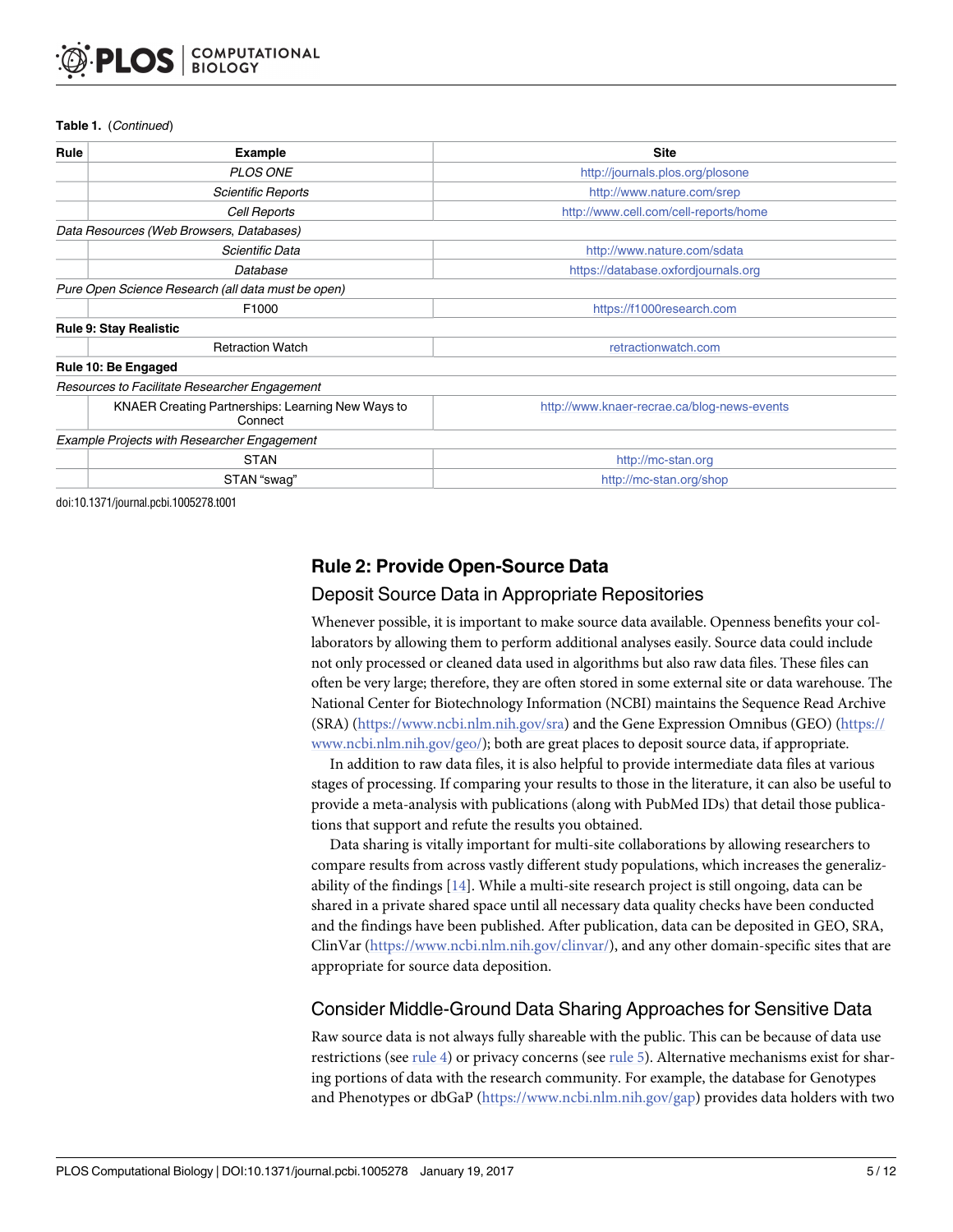Table 1. (*Continued*)

| Rule | Example | Site |
|---|---|---|
| | *PLOS ONE* | http://journals.plos.org/plosone |
| | *Scientific Reports* | http://www.nature.com/srep |
| | *Cell Reports* | http://www.cell.com/cell-reports/home |
| *Data Resources (Web Browsers, Databases)* | | |
| | *Scientific Data* | http://www.nature.com/sdata |
| | *Database* | https://database.oxfordjournals.org |
| *Pure Open Science Research (all data must be open)* | | |
| | F1000 | https://f1000research.com |
| **Rule 9: Stay Realistic** | | |
| | Retraction Watch | retractionwatch.com |
| **Rule 10: Be Engaged** | | |
| *Resources to Facilitate Researcher Engagement* | | |
| | KNAER Creating Partnerships: Learning New Ways to Connect | http://www.knaer-recrae.ca/blog-news-events |
| *Example Projects with Researcher Engagement* | | |
| | STAN | http://mc-stan.org |
| | STAN "swag" | http://mc-stan.org/shop |

doi:10.1371/journal.pcbi.1005278.t001

## Rule 2: Provide Open-Source Data

### Deposit Source Data in Appropriate Repositories

Whenever possible, it is important to make source data available. Openness benefits your collaborators by allowing them to perform additional analyses easily. Source data could include not only processed or cleaned data used in algorithms but also raw data files. These files can often be very large; therefore, they are often stored in some external site or data warehouse. The National Center for Biotechnology Information (NCBI) maintains the Sequence Read Archive (SRA) (https://www.ncbi.nlm.nih.gov/sra) and the Gene Expression Omnibus (GEO) (https://www.ncbi.nlm.nih.gov/geo/); both are great places to deposit source data, if appropriate.

In addition to raw data files, it is also helpful to provide intermediate data files at various stages of processing. If comparing your results to those in the literature, it can also be useful to provide a meta-analysis with publications (along with PubMed IDs) that detail those publications that support and refute the results you obtained.

Data sharing is vitally important for multi-site collaborations by allowing researchers to compare results from across vastly different study populations, which increases the generalizability of the findings [14]. While a multi-site research project is still ongoing, data can be shared in a private shared space until all necessary data quality checks have been conducted and the findings have been published. After publication, data can be deposited in GEO, SRA, ClinVar (https://www.ncbi.nlm.nih.gov/clinvar/), and any other domain-specific sites that are appropriate for source data deposition.

### Consider Middle-Ground Data Sharing Approaches for Sensitive Data

Raw source data is not always fully shareable with the public. This can be because of data use restrictions (see rule 4) or privacy concerns (see rule 5). Alternative mechanisms exist for sharing portions of data with the research community. For example, the database for Genotypes and Phenotypes or dbGaP (https://www.ncbi.nlm.nih.gov/gap) provides data holders with two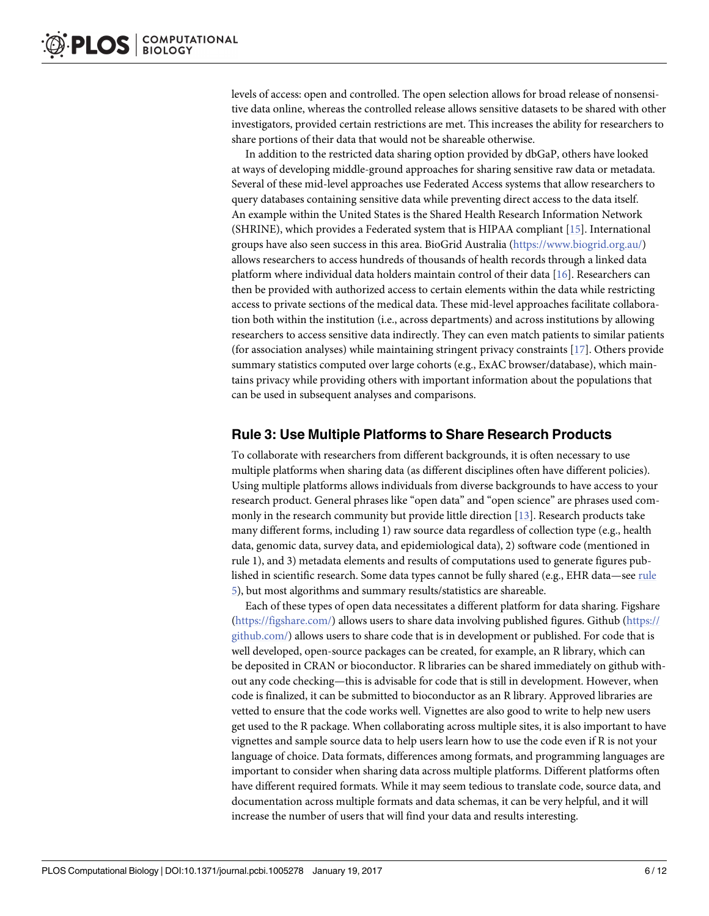levels of access: open and controlled. The open selection allows for broad release of nonsensitive data online, whereas the controlled release allows sensitive datasets to be shared with other investigators, provided certain restrictions are met. This increases the ability for researchers to share portions of their data that would not be shareable otherwise.

In addition to the restricted data sharing option provided by dbGaP, others have looked at ways of developing middle-ground approaches for sharing sensitive raw data or metadata. Several of these mid-level approaches use Federated Access systems that allow researchers to query databases containing sensitive data while preventing direct access to the data itself. An example within the United States is the Shared Health Research Information Network (SHRINE), which provides a Federated system that is HIPAA compliant [15]. International groups have also seen success in this area. BioGrid Australia (https://www.biogrid.org.au/) allows researchers to access hundreds of thousands of health records through a linked data platform where individual data holders maintain control of their data [16]. Researchers can then be provided with authorized access to certain elements within the data while restricting access to private sections of the medical data. These mid-level approaches facilitate collaboration both within the institution (i.e., across departments) and across institutions by allowing researchers to access sensitive data indirectly. They can even match patients to similar patients (for association analyses) while maintaining stringent privacy constraints [17]. Others provide summary statistics computed over large cohorts (e.g., ExAC browser/database), which maintains privacy while providing others with important information about the populations that can be used in subsequent analyses and comparisons.

## Rule 3: Use Multiple Platforms to Share Research Products

To collaborate with researchers from different backgrounds, it is often necessary to use multiple platforms when sharing data (as different disciplines often have different policies). Using multiple platforms allows individuals from diverse backgrounds to have access to your research product. General phrases like "open data" and "open science" are phrases used commonly in the research community but provide little direction [13]. Research products take many different forms, including 1) raw source data regardless of collection type (e.g., health data, genomic data, survey data, and epidemiological data), 2) software code (mentioned in rule 1), and 3) metadata elements and results of computations used to generate figures published in scientific research. Some data types cannot be fully shared (e.g., EHR data—see rule 5), but most algorithms and summary results/statistics are shareable.

Each of these types of open data necessitates a different platform for data sharing. Figshare (https://figshare.com/) allows users to share data involving published figures. Github (https://github.com/) allows users to share code that is in development or published. For code that is well developed, open-source packages can be created, for example, an R library, which can be deposited in CRAN or bioconductor. R libraries can be shared immediately on github without any code checking—this is advisable for code that is still in development. However, when code is finalized, it can be submitted to bioconductor as an R library. Approved libraries are vetted to ensure that the code works well. Vignettes are also good to write to help new users get used to the R package. When collaborating across multiple sites, it is also important to have vignettes and sample source data to help users learn how to use the code even if R is not your language of choice. Data formats, differences among formats, and programming languages are important to consider when sharing data across multiple platforms. Different platforms often have different required formats. While it may seem tedious to translate code, source data, and documentation across multiple formats and data schemas, it can be very helpful, and it will increase the number of users that will find your data and results interesting.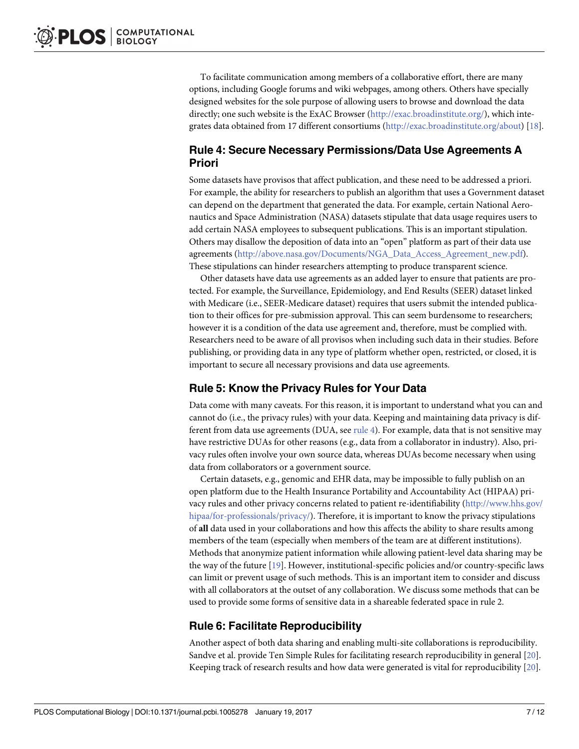To facilitate communication among members of a collaborative effort, there are many options, including Google forums and wiki webpages, among others. Others have specially designed websites for the sole purpose of allowing users to browse and download the data directly; one such website is the ExAC Browser (http://exac.broadinstitute.org/), which integrates data obtained from 17 different consortiums (http://exac.broadinstitute.org/about) [18].

## Rule 4: Secure Necessary Permissions/Data Use Agreements A Priori

Some datasets have provisos that affect publication, and these need to be addressed a priori. For example, the ability for researchers to publish an algorithm that uses a Government dataset can depend on the department that generated the data. For example, certain National Aeronautics and Space Administration (NASA) datasets stipulate that data usage requires users to add certain NASA employees to subsequent publications. This is an important stipulation. Others may disallow the deposition of data into an "open" platform as part of their data use agreements (http://above.nasa.gov/Documents/NGA_Data_Access_Agreement_new.pdf). These stipulations can hinder researchers attempting to produce transparent science.

Other datasets have data use agreements as an added layer to ensure that patients are protected. For example, the Surveillance, Epidemiology, and End Results (SEER) dataset linked with Medicare (i.e., SEER-Medicare dataset) requires that users submit the intended publication to their offices for pre-submission approval. This can seem burdensome to researchers; however it is a condition of the data use agreement and, therefore, must be complied with. Researchers need to be aware of all provisos when including such data in their studies. Before publishing, or providing data in any type of platform whether open, restricted, or closed, it is important to secure all necessary provisions and data use agreements.

## Rule 5: Know the Privacy Rules for Your Data

Data come with many caveats. For this reason, it is important to understand what you can and cannot do (i.e., the privacy rules) with your data. Keeping and maintaining data privacy is different from data use agreements (DUA, see rule 4). For example, data that is not sensitive may have restrictive DUAs for other reasons (e.g., data from a collaborator in industry). Also, privacy rules often involve your own source data, whereas DUAs become necessary when using data from collaborators or a government source.

Certain datasets, e.g., genomic and EHR data, may be impossible to fully publish on an open platform due to the Health Insurance Portability and Accountability Act (HIPAA) privacy rules and other privacy concerns related to patient re-identifiability (http://www.hhs.gov/hipaa/for-professionals/privacy/). Therefore, it is important to know the privacy stipulations of **all** data used in your collaborations and how this affects the ability to share results among members of the team (especially when members of the team are at different institutions). Methods that anonymize patient information while allowing patient-level data sharing may be the way of the future [19]. However, institutional-specific policies and/or country-specific laws can limit or prevent usage of such methods. This is an important item to consider and discuss with all collaborators at the outset of any collaboration. We discuss some methods that can be used to provide some forms of sensitive data in a shareable federated space in rule 2.

## Rule 6: Facilitate Reproducibility

Another aspect of both data sharing and enabling multi-site collaborations is reproducibility. Sandve et al. provide Ten Simple Rules for facilitating research reproducibility in general [20]. Keeping track of research results and how data were generated is vital for reproducibility [20].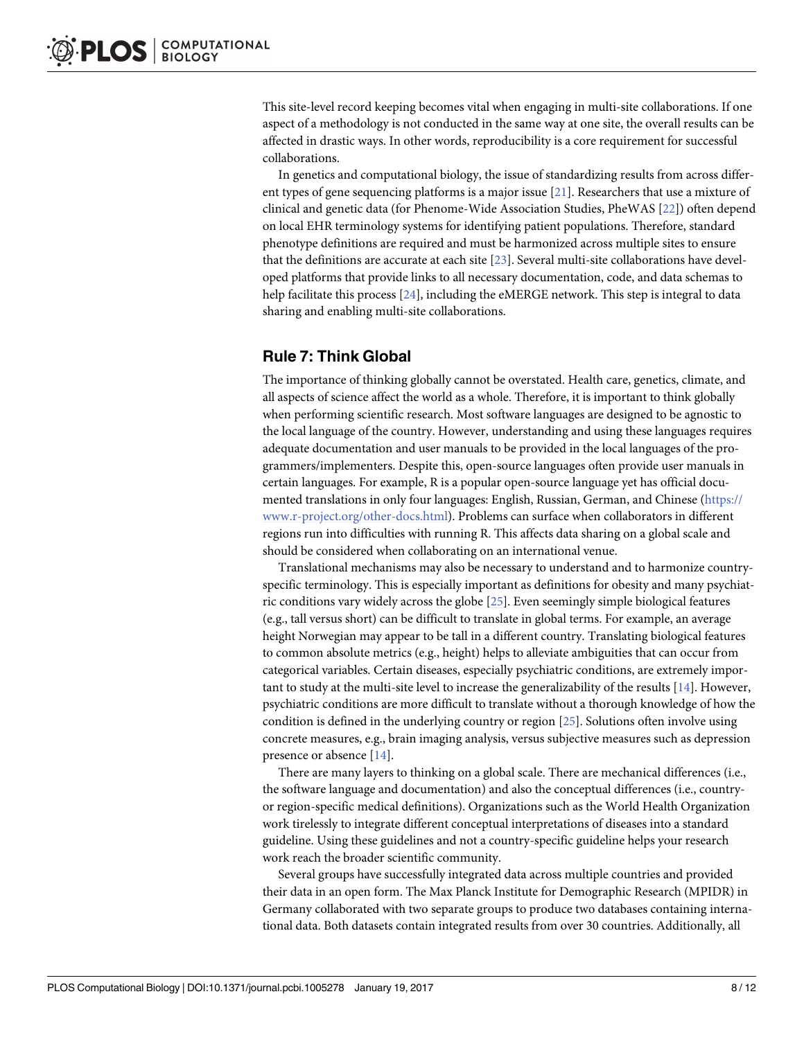This site-level record keeping becomes vital when engaging in multi-site collaborations. If one aspect of a methodology is not conducted in the same way at one site, the overall results can be affected in drastic ways. In other words, reproducibility is a core requirement for successful collaborations.

In genetics and computational biology, the issue of standardizing results from across different types of gene sequencing platforms is a major issue [21]. Researchers that use a mixture of clinical and genetic data (for Phenome-Wide Association Studies, PheWAS [22]) often depend on local EHR terminology systems for identifying patient populations. Therefore, standard phenotype definitions are required and must be harmonized across multiple sites to ensure that the definitions are accurate at each site [23]. Several multi-site collaborations have developed platforms that provide links to all necessary documentation, code, and data schemas to help facilitate this process [24], including the eMERGE network. This step is integral to data sharing and enabling multi-site collaborations.

## Rule 7: Think Global

The importance of thinking globally cannot be overstated. Health care, genetics, climate, and all aspects of science affect the world as a whole. Therefore, it is important to think globally when performing scientific research. Most software languages are designed to be agnostic to the local language of the country. However, understanding and using these languages requires adequate documentation and user manuals to be provided in the local languages of the programmers/implementers. Despite this, open-source languages often provide user manuals in certain languages. For example, R is a popular open-source language yet has official documented translations in only four languages: English, Russian, German, and Chinese (https://www.r-project.org/other-docs.html). Problems can surface when collaborators in different regions run into difficulties with running R. This affects data sharing on a global scale and should be considered when collaborating on an international venue.

Translational mechanisms may also be necessary to understand and to harmonize country-specific terminology. This is especially important as definitions for obesity and many psychiatric conditions vary widely across the globe [25]. Even seemingly simple biological features (e.g., tall versus short) can be difficult to translate in global terms. For example, an average height Norwegian may appear to be tall in a different country. Translating biological features to common absolute metrics (e.g., height) helps to alleviate ambiguities that can occur from categorical variables. Certain diseases, especially psychiatric conditions, are extremely important to study at the multi-site level to increase the generalizability of the results [14]. However, psychiatric conditions are more difficult to translate without a thorough knowledge of how the condition is defined in the underlying country or region [25]. Solutions often involve using concrete measures, e.g., brain imaging analysis, versus subjective measures such as depression presence or absence [14].

There are many layers to thinking on a global scale. There are mechanical differences (i.e., the software language and documentation) and also the conceptual differences (i.e., country- or region-specific medical definitions). Organizations such as the World Health Organization work tirelessly to integrate different conceptual interpretations of diseases into a standard guideline. Using these guidelines and not a country-specific guideline helps your research work reach the broader scientific community.

Several groups have successfully integrated data across multiple countries and provided their data in an open form. The Max Planck Institute for Demographic Research (MPIDR) in Germany collaborated with two separate groups to produce two databases containing international data. Both datasets contain integrated results from over 30 countries. Additionally, all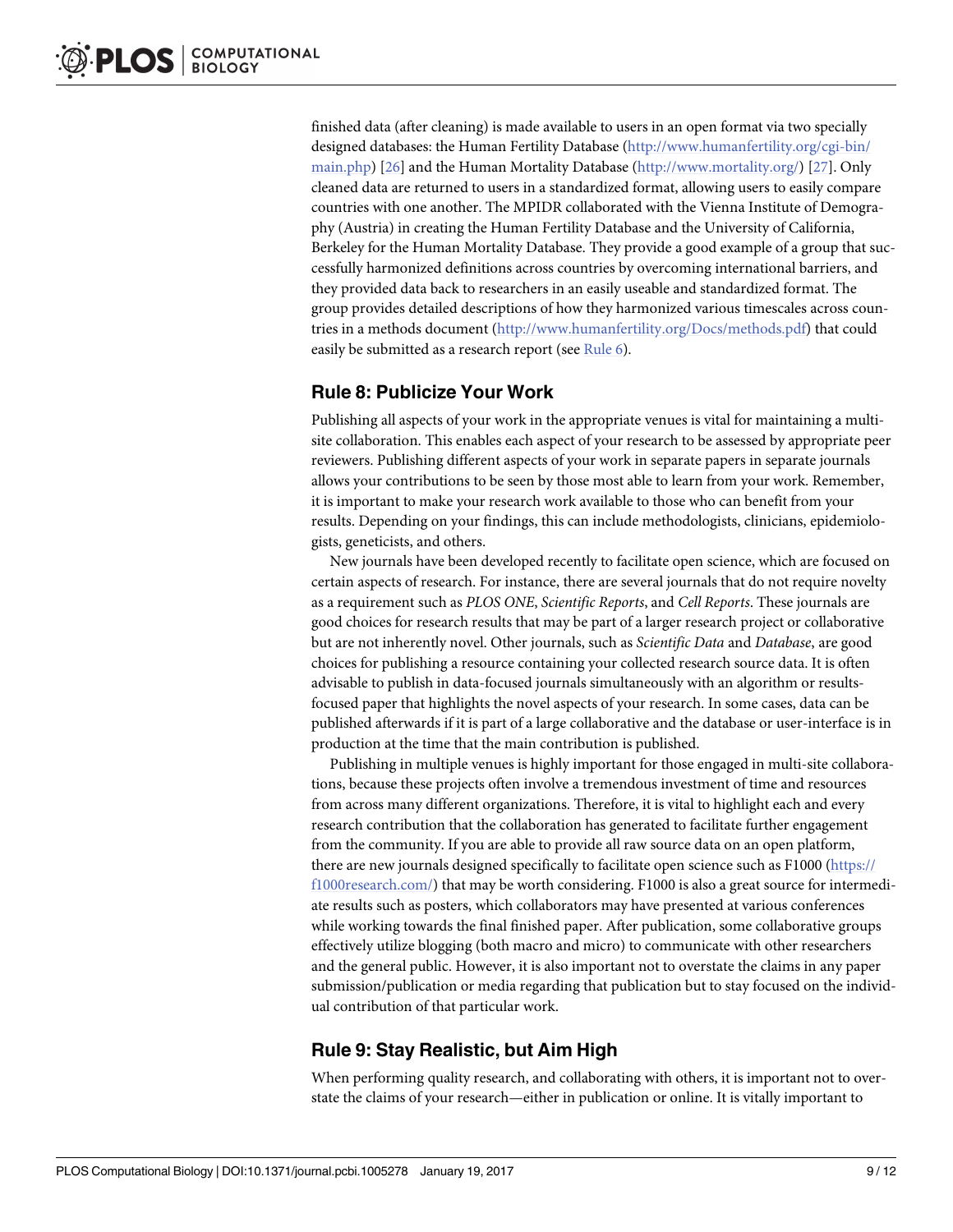finished data (after cleaning) is made available to users in an open format via two specially designed databases: the Human Fertility Database (http://www.humanfertility.org/cgi-bin/main.php) [26] and the Human Mortality Database (http://www.mortality.org/) [27]. Only cleaned data are returned to users in a standardized format, allowing users to easily compare countries with one another. The MPIDR collaborated with the Vienna Institute of Demography (Austria) in creating the Human Fertility Database and the University of California, Berkeley for the Human Mortality Database. They provide a good example of a group that successfully harmonized definitions across countries by overcoming international barriers, and they provided data back to researchers in an easily useable and standardized format. The group provides detailed descriptions of how they harmonized various timescales across countries in a methods document (http://www.humanfertility.org/Docs/methods.pdf) that could easily be submitted as a research report (see Rule 6).

## Rule 8: Publicize Your Work

Publishing all aspects of your work in the appropriate venues is vital for maintaining a multi-site collaboration. This enables each aspect of your research to be assessed by appropriate peer reviewers. Publishing different aspects of your work in separate papers in separate journals allows your contributions to be seen by those most able to learn from your work. Remember, it is important to make your research work available to those who can benefit from your results. Depending on your findings, this can include methodologists, clinicians, epidemiologists, geneticists, and others.

New journals have been developed recently to facilitate open science, which are focused on certain aspects of research. For instance, there are several journals that do not require novelty as a requirement such as *PLOS ONE*, *Scientific Reports*, and *Cell Reports*. These journals are good choices for research results that may be part of a larger research project or collaborative but are not inherently novel. Other journals, such as *Scientific Data* and *Database*, are good choices for publishing a resource containing your collected research source data. It is often advisable to publish in data-focused journals simultaneously with an algorithm or results-focused paper that highlights the novel aspects of your research. In some cases, data can be published afterwards if it is part of a large collaborative and the database or user-interface is in production at the time that the main contribution is published.

Publishing in multiple venues is highly important for those engaged in multi-site collaborations, because these projects often involve a tremendous investment of time and resources from across many different organizations. Therefore, it is vital to highlight each and every research contribution that the collaboration has generated to facilitate further engagement from the community. If you are able to provide all raw source data on an open platform, there are new journals designed specifically to facilitate open science such as F1000 (https://f1000research.com/) that may be worth considering. F1000 is also a great source for intermediate results such as posters, which collaborators may have presented at various conferences while working towards the final finished paper. After publication, some collaborative groups effectively utilize blogging (both macro and micro) to communicate with other researchers and the general public. However, it is also important not to overstate the claims in any paper submission/publication or media regarding that publication but to stay focused on the individual contribution of that particular work.

## Rule 9: Stay Realistic, but Aim High

When performing quality research, and collaborating with others, it is important not to overstate the claims of your research—either in publication or online. It is vitally important to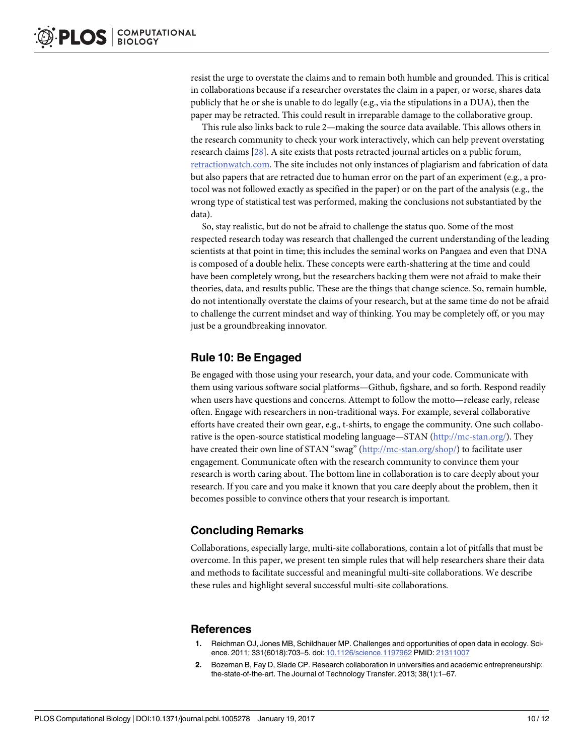resist the urge to overstate the claims and to remain both humble and grounded. This is critical in collaborations because if a researcher overstates the claim in a paper, or worse, shares data publicly that he or she is unable to do legally (e.g., via the stipulations in a DUA), then the paper may be retracted. This could result in irreparable damage to the collaborative group.

This rule also links back to rule 2—making the source data available. This allows others in the research community to check your work interactively, which can help prevent overstating research claims [28]. A site exists that posts retracted journal articles on a public forum, retractionwatch.com. The site includes not only instances of plagiarism and fabrication of data but also papers that are retracted due to human error on the part of an experiment (e.g., a protocol was not followed exactly as specified in the paper) or on the part of the analysis (e.g., the wrong type of statistical test was performed, making the conclusions not substantiated by the data).

So, stay realistic, but do not be afraid to challenge the status quo. Some of the most respected research today was research that challenged the current understanding of the leading scientists at that point in time; this includes the seminal works on Pangaea and even that DNA is composed of a double helix. These concepts were earth-shattering at the time and could have been completely wrong, but the researchers backing them were not afraid to make their theories, data, and results public. These are the things that change science. So, remain humble, do not intentionally overstate the claims of your research, but at the same time do not be afraid to challenge the current mindset and way of thinking. You may be completely off, or you may just be a groundbreaking innovator.

## Rule 10: Be Engaged

Be engaged with those using your research, your data, and your code. Communicate with them using various software social platforms—Github, figshare, and so forth. Respond readily when users have questions and concerns. Attempt to follow the motto—release early, release often. Engage with researchers in non-traditional ways. For example, several collaborative efforts have created their own gear, e.g., t-shirts, to engage the community. One such collaborative is the open-source statistical modeling language—STAN (http://mc-stan.org/). They have created their own line of STAN "swag" (http://mc-stan.org/shop/) to facilitate user engagement. Communicate often with the research community to convince them your research is worth caring about. The bottom line in collaboration is to care deeply about your research. If you care and you make it known that you care deeply about the problem, then it becomes possible to convince others that your research is important.

## Concluding Remarks

Collaborations, especially large, multi-site collaborations, contain a lot of pitfalls that must be overcome. In this paper, we present ten simple rules that will help researchers share their data and methods to facilitate successful and meaningful multi-site collaborations. We describe these rules and highlight several successful multi-site collaborations.

## References

1. Reichman OJ, Jones MB, Schildhauer MP. Challenges and opportunities of open data in ecology. Science. 2011; 331(6018):703–5. doi: 10.1126/science.1197962 PMID: 21311007
2. Bozeman B, Fay D, Slade CP. Research collaboration in universities and academic entrepreneurship: the-state-of-the-art. The Journal of Technology Transfer. 2013; 38(1):1–67.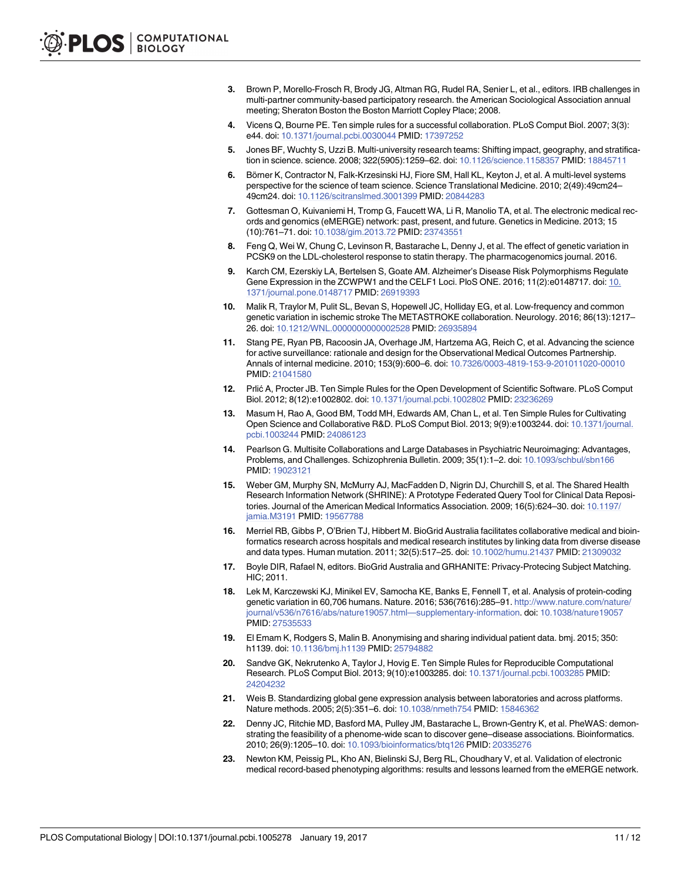3. Brown P, Morello-Frosch R, Brody JG, Altman RG, Rudel RA, Senier L, et al., editors. IRB challenges in multi-partner community-based participatory research. the American Sociological Association annual meeting; Sheraton Boston the Boston Marriott Copley Place; 2008.
4. Vicens Q, Bourne PE. Ten simple rules for a successful collaboration. PLoS Comput Biol. 2007; 3(3): e44. doi: 10.1371/journal.pcbi.0030044 PMID: 17397252
5. Jones BF, Wuchty S, Uzzi B. Multi-university research teams: Shifting impact, geography, and stratification in science. science. 2008; 322(5905):1259–62. doi: 10.1126/science.1158357 PMID: 18845711
6. Börner K, Contractor N, Falk-Krzesinski HJ, Fiore SM, Hall KL, Keyton J, et al. A multi-level systems perspective for the science of team science. Science Translational Medicine. 2010; 2(49):49cm24–49cm24. doi: 10.1126/scitranslmed.3001399 PMID: 20844283
7. Gottesman O, Kuivaniemi H, Tromp G, Faucett WA, Li R, Manolio TA, et al. The electronic medical records and genomics (eMERGE) network: past, present, and future. Genetics in Medicine. 2013; 15 (10):761–71. doi: 10.1038/gim.2013.72 PMID: 23743551
8. Feng Q, Wei W, Chung C, Levinson R, Bastarache L, Denny J, et al. The effect of genetic variation in PCSK9 on the LDL-cholesterol response to statin therapy. The pharmacogenomics journal. 2016.
9. Karch CM, Ezerskiy LA, Bertelsen S, Goate AM. Alzheimer's Disease Risk Polymorphisms Regulate Gene Expression in the ZCWPW1 and the CELF1 Loci. PloS ONE. 2016; 11(2):e0148717. doi: 10.1371/journal.pone.0148717 PMID: 26919393
10. Malik R, Traylor M, Pulit SL, Bevan S, Hopewell JC, Holliday EG, et al. Low-frequency and common genetic variation in ischemic stroke The METASTROKE collaboration. Neurology. 2016; 86(13):1217–26. doi: 10.1212/WNL.0000000000002528 PMID: 26935894
11. Stang PE, Ryan PB, Racoosin JA, Overhage JM, Hartzema AG, Reich C, et al. Advancing the science for active surveillance: rationale and design for the Observational Medical Outcomes Partnership. Annals of internal medicine. 2010; 153(9):600–6. doi: 10.7326/0003-4819-153-9-201011020-00010 PMID: 21041580
12. Prlić A, Procter JB. Ten Simple Rules for the Open Development of Scientific Software. PLoS Comput Biol. 2012; 8(12):e1002802. doi: 10.1371/journal.pcbi.1002802 PMID: 23236269
13. Masum H, Rao A, Good BM, Todd MH, Edwards AM, Chan L, et al. Ten Simple Rules for Cultivating Open Science and Collaborative R&D. PLoS Comput Biol. 2013; 9(9):e1003244. doi: 10.1371/journal.pcbi.1003244 PMID: 24086123
14. Pearlson G. Multisite Collaborations and Large Databases in Psychiatric Neuroimaging: Advantages, Problems, and Challenges. Schizophrenia Bulletin. 2009; 35(1):1–2. doi: 10.1093/schbul/sbn166 PMID: 19023121
15. Weber GM, Murphy SN, McMurry AJ, MacFadden D, Nigrin DJ, Churchill S, et al. The Shared Health Research Information Network (SHRINE): A Prototype Federated Query Tool for Clinical Data Repositories. Journal of the American Medical Informatics Association. 2009; 16(5):624–30. doi: 10.1197/jamia.M3191 PMID: 19567788
16. Merriel RB, Gibbs P, O'Brien TJ, Hibbert M. BioGrid Australia facilitates collaborative medical and bioinformatics research across hospitals and medical research institutes by linking data from diverse disease and data types. Human mutation. 2011; 32(5):517–25. doi: 10.1002/humu.21437 PMID: 21309032
17. Boyle DIR, Rafael N, editors. BioGrid Australia and GRHANITE: Privacy-Protecing Subject Matching. HIC; 2011.
18. Lek M, Karczewski KJ, Minikel EV, Samocha KE, Banks E, Fennell T, et al. Analysis of protein-coding genetic variation in 60,706 humans. Nature. 2016; 536(7616):285–91. http://www.nature.com/nature/journal/v536/n7616/abs/nature19057.html—supplementary-information. doi: 10.1038/nature19057 PMID: 27535533
19. El Emam K, Rodgers S, Malin B. Anonymising and sharing individual patient data. bmj. 2015; 350: h1139. doi: 10.1136/bmj.h1139 PMID: 25794882
20. Sandve GK, Nekrutenko A, Taylor J, Hovig E. Ten Simple Rules for Reproducible Computational Research. PLoS Comput Biol. 2013; 9(10):e1003285. doi: 10.1371/journal.pcbi.1003285 PMID: 24204232
21. Weis B. Standardizing global gene expression analysis between laboratories and across platforms. Nature methods. 2005; 2(5):351–6. doi: 10.1038/nmeth754 PMID: 15846362
22. Denny JC, Ritchie MD, Basford MA, Pulley JM, Bastarache L, Brown-Gentry K, et al. PheWAS: demonstrating the feasibility of a phenome-wide scan to discover gene–disease associations. Bioinformatics. 2010; 26(9):1205–10. doi: 10.1093/bioinformatics/btq126 PMID: 20335276
23. Newton KM, Peissig PL, Kho AN, Bielinski SJ, Berg RL, Choudhary V, et al. Validation of electronic medical record-based phenotyping algorithms: results and lessons learned from the eMERGE network.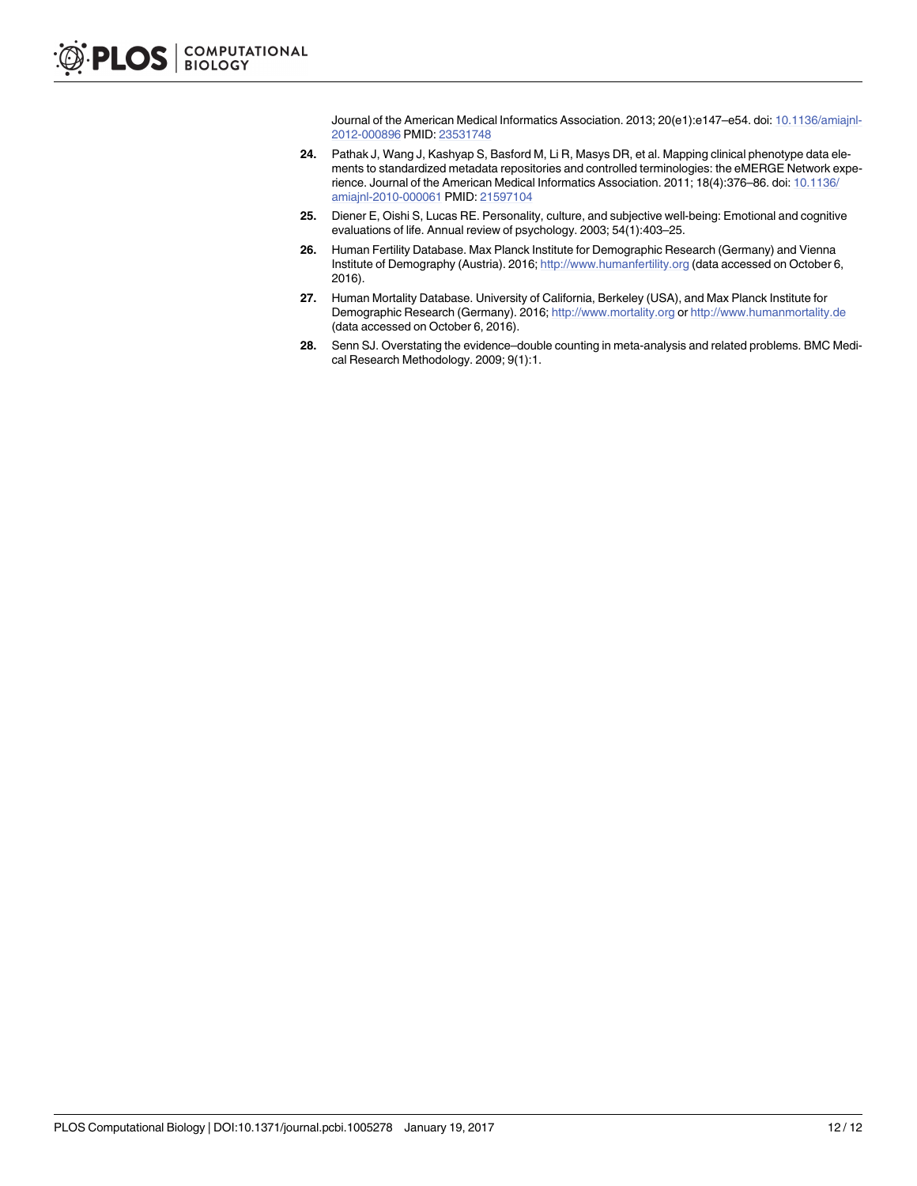Journal of the American Medical Informatics Association. 2013; 20(e1):e147–e54. doi: 10.1136/amiajnl-2012-000896 PMID: 23531748

24. Pathak J, Wang J, Kashyap S, Basford M, Li R, Masys DR, et al. Mapping clinical phenotype data elements to standardized metadata repositories and controlled terminologies: the eMERGE Network experience. Journal of the American Medical Informatics Association. 2011; 18(4):376–86. doi: 10.1136/amiajnl-2010-000061 PMID: 21597104

25. Diener E, Oishi S, Lucas RE. Personality, culture, and subjective well-being: Emotional and cognitive evaluations of life. Annual review of psychology. 2003; 54(1):403–25.

26. Human Fertility Database. Max Planck Institute for Demographic Research (Germany) and Vienna Institute of Demography (Austria). 2016; http://www.humanfertility.org (data accessed on October 6, 2016).

27. Human Mortality Database. University of California, Berkeley (USA), and Max Planck Institute for Demographic Research (Germany). 2016; http://www.mortality.org or http://www.humanmortality.de (data accessed on October 6, 2016).

28. Senn SJ. Overstating the evidence–double counting in meta-analysis and related problems. BMC Medical Research Methodology. 2009; 9(1):1.